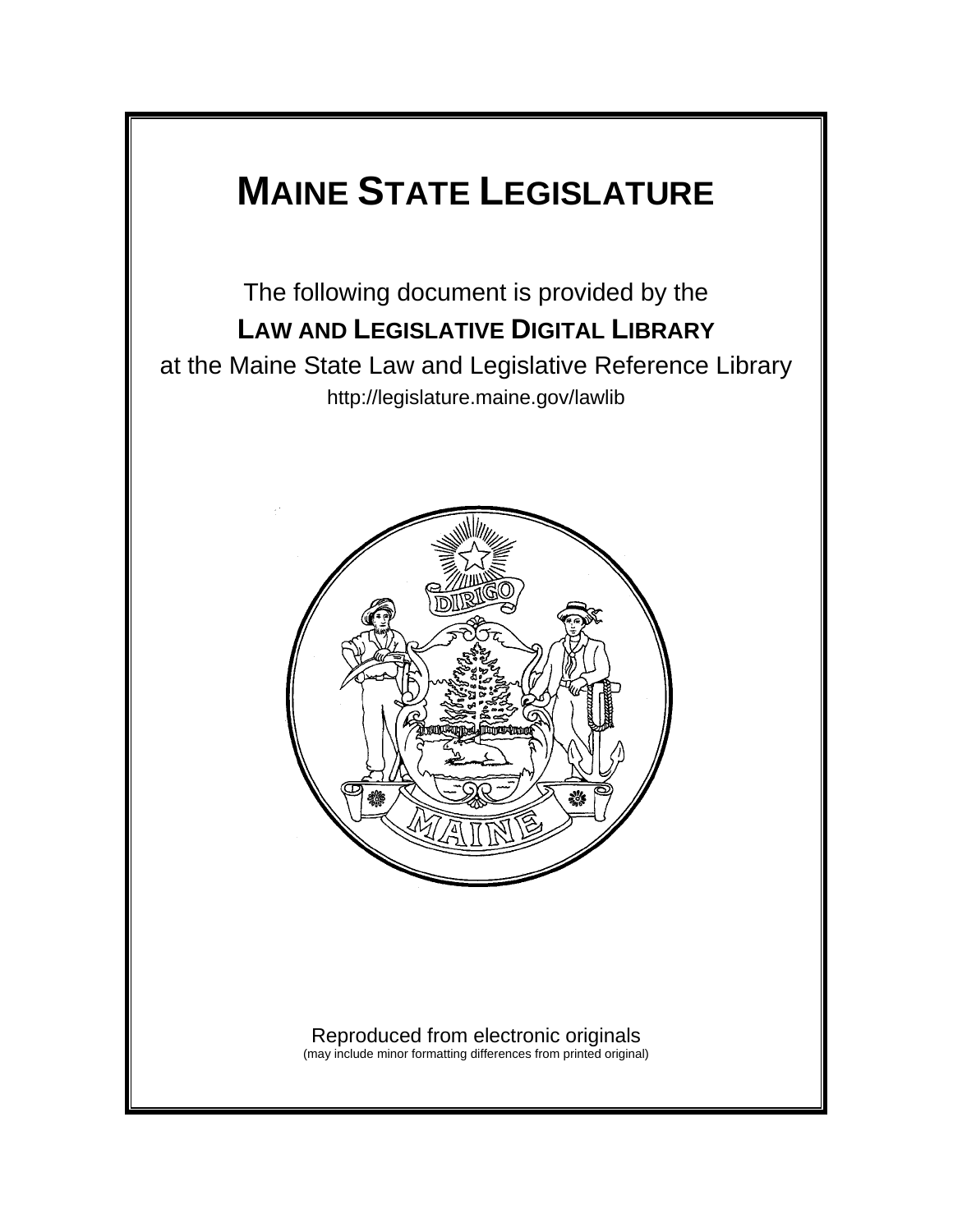# MAINE STATE LEGISLATURE

The following document is provided by the

**LAW AND LEGISLATIVE DIGITAL LIBRARY**

at the Maine State Law and Legislative Reference Library

http://legislature.maine.gov/lawlib

Reproduced from electronic originals

(may include minor formatting differences from printed original)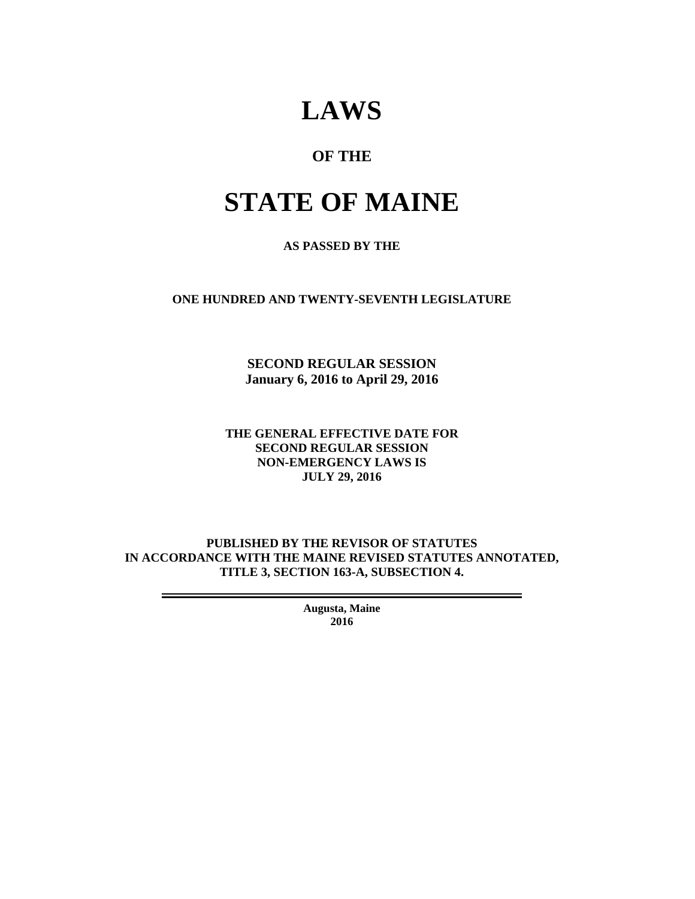# LAWS

## OF THE

# STATE OF MAINE

**AS PASSED BY THE**

**ONE HUNDRED AND TWENTY-SEVENTH LEGISLATURE**

**SECOND REGULAR SESSION**
**January 6, 2016 to April 29, 2016**

**THE GENERAL EFFECTIVE DATE FOR**
**SECOND REGULAR SESSION**
**NON-EMERGENCY LAWS IS**
**JULY 29, 2016**

**PUBLISHED BY THE REVISOR OF STATUTES**
**IN ACCORDANCE WITH THE MAINE REVISED STATUTES ANNOTATED,**
**TITLE 3, SECTION 163-A, SUBSECTION 4.**

---

**Augusta, Maine**
**2016**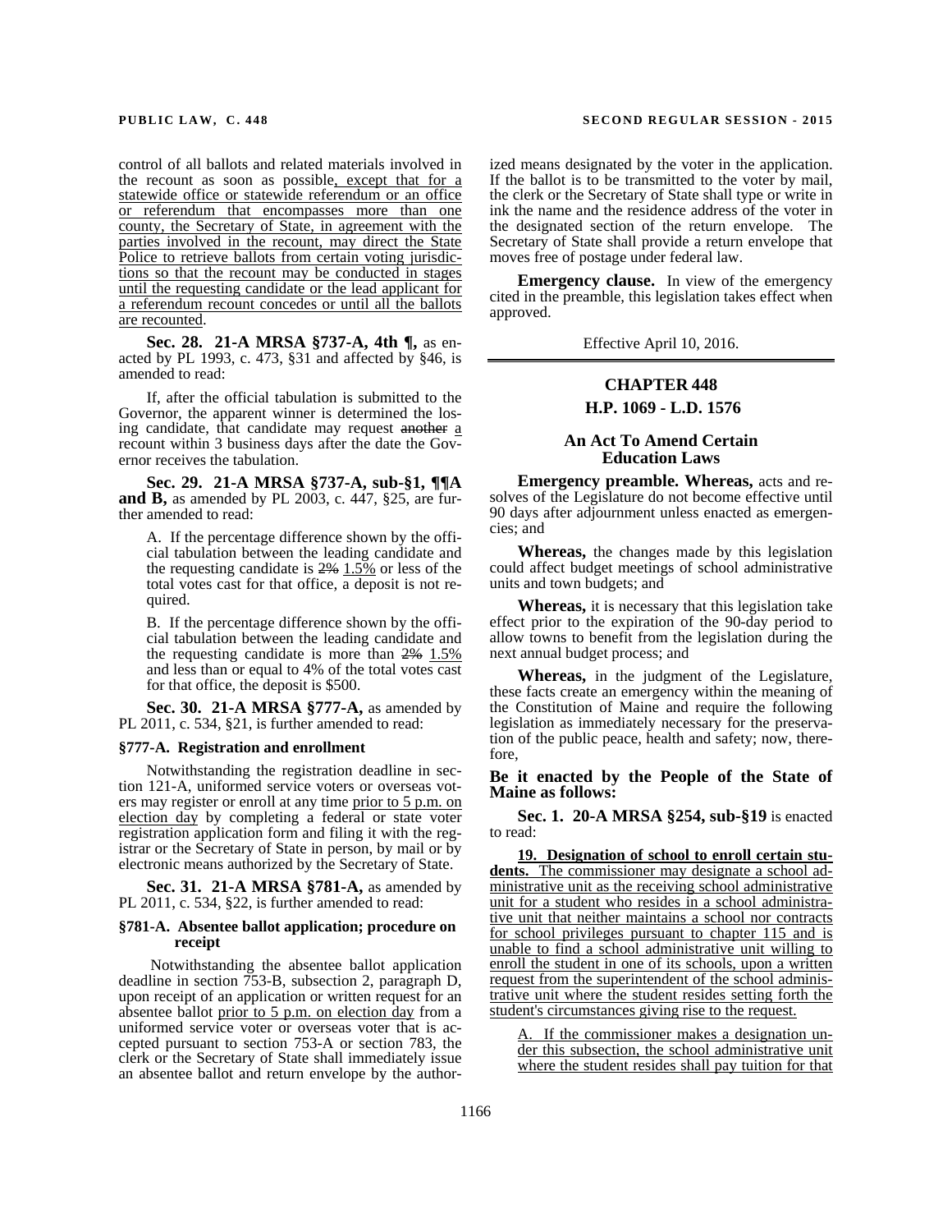control of all ballots and related materials involved in the recount as soon as possible, except that for a statewide office or statewide referendum or an office or referendum that encompasses more than one county, the Secretary of State, in agreement with the parties involved in the recount, may direct the State Police to retrieve ballots from certain voting jurisdictions so that the recount may be conducted in stages until the requesting candidate or the lead applicant for a referendum recount concedes or until all the ballots are recounted.

**Sec. 28. 21-A MRSA §737-A, 4th ¶,** as enacted by PL 1993, c. 473, §31 and affected by §46, is amended to read:

If, after the official tabulation is submitted to the Governor, the apparent winner is determined the losing candidate, that candidate may request ~~another~~ a recount within 3 business days after the date the Governor receives the tabulation.

**Sec. 29. 21-A MRSA §737-A, sub-§1, ¶¶A and B,** as amended by PL 2003, c. 447, §25, are further amended to read:

A. If the percentage difference shown by the official tabulation between the leading candidate and the requesting candidate is ~~2%~~ 1.5% or less of the total votes cast for that office, a deposit is not required.

B. If the percentage difference shown by the official tabulation between the leading candidate and the requesting candidate is more than ~~2%~~ 1.5% and less than or equal to 4% of the total votes cast for that office, the deposit is $500.

**Sec. 30. 21-A MRSA §777-A,** as amended by PL 2011, c. 534, §21, is further amended to read:

**§777-A. Registration and enrollment**

Notwithstanding the registration deadline in section 121-A, uniformed service voters or overseas voters may register or enroll at any time prior to 5 p.m. on election day by completing a federal or state voter registration application form and filing it with the registrar or the Secretary of State in person, by mail or by electronic means authorized by the Secretary of State.

**Sec. 31. 21-A MRSA §781-A,** as amended by PL 2011, c. 534, §22, is further amended to read:

**§781-A. Absentee ballot application; procedure on receipt**

Notwithstanding the absentee ballot application deadline in section 753-B, subsection 2, paragraph D, upon receipt of an application or written request for an absentee ballot prior to 5 p.m. on election day from a uniformed service voter or overseas voter that is accepted pursuant to section 753-A or section 783, the clerk or the Secretary of State shall immediately issue an absentee ballot and return envelope by the authorized means designated by the voter in the application. If the ballot is to be transmitted to the voter by mail, the clerk or the Secretary of State shall type or write in ink the name and the residence address of the voter in the designated section of the return envelope. The Secretary of State shall provide a return envelope that moves free of postage under federal law.

**Emergency clause.** In view of the emergency cited in the preamble, this legislation takes effect when approved.

Effective April 10, 2016.

## CHAPTER 448

## H.P. 1069 - L.D. 1576

### An Act To Amend Certain Education Laws

**Emergency preamble. Whereas,** acts and resolves of the Legislature do not become effective until 90 days after adjournment unless enacted as emergencies; and

**Whereas,** the changes made by this legislation could affect budget meetings of school administrative units and town budgets; and

**Whereas,** it is necessary that this legislation take effect prior to the expiration of the 90-day period to allow towns to benefit from the legislation during the next annual budget process; and

**Whereas,** in the judgment of the Legislature, these facts create an emergency within the meaning of the Constitution of Maine and require the following legislation as immediately necessary for the preservation of the public peace, health and safety; now, therefore,

**Be it enacted by the People of the State of Maine as follows:**

**Sec. 1. 20-A MRSA §254, sub-§19** is enacted to read:

**19. Designation of school to enroll certain students.** The commissioner may designate a school administrative unit as the receiving school administrative unit for a student who resides in a school administrative unit that neither maintains a school nor contracts for school privileges pursuant to chapter 115 and is unable to find a school administrative unit willing to enroll the student in one of its schools, upon a written request from the superintendent of the school administrative unit where the student resides setting forth the student's circumstances giving rise to the request.

A. If the commissioner makes a designation under this subsection, the school administrative unit where the student resides shall pay tuition for that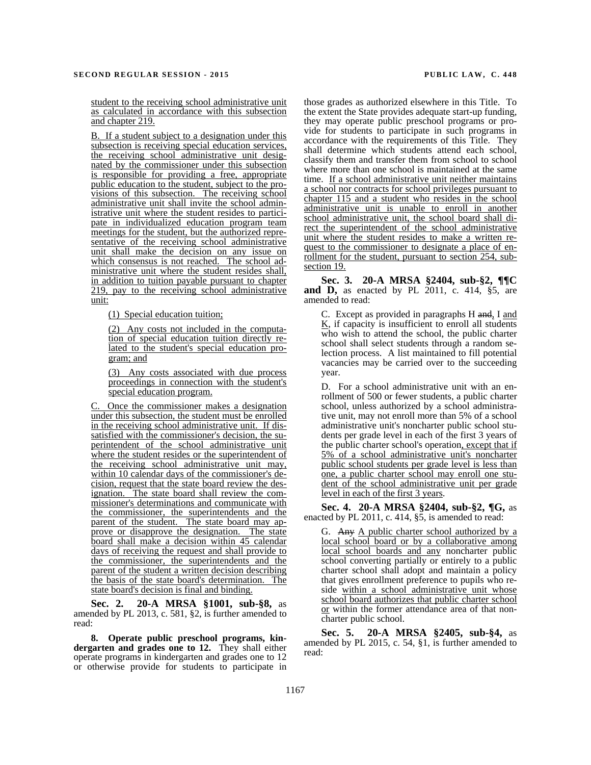student to the receiving school administrative unit as calculated in accordance with this subsection and chapter 219.

B. If a student subject to a designation under this subsection is receiving special education services, the receiving school administrative unit designated by the commissioner under this subsection is responsible for providing a free, appropriate public education to the student, subject to the provisions of this subsection. The receiving school administrative unit shall invite the school administrative unit where the student resides to participate in individualized education program team meetings for the student, but the authorized representative of the receiving school administrative unit shall make the decision on any issue on which consensus is not reached. The school administrative unit where the student resides shall, in addition to tuition payable pursuant to chapter 219, pay to the receiving school administrative unit:

(1) Special education tuition;

(2) Any costs not included in the computation of special education tuition directly related to the student's special education program; and

(3) Any costs associated with due process proceedings in connection with the student's special education program.

C. Once the commissioner makes a designation under this subsection, the student must be enrolled in the receiving school administrative unit. If dissatisfied with the commissioner's decision, the superintendent of the school administrative unit where the student resides or the superintendent of the receiving school administrative unit may, within 10 calendar days of the commissioner's decision, request that the state board review the designation. The state board shall review the commissioner's determinations and communicate with the commissioner, the superintendents and the parent of the student. The state board may approve or disapprove the designation. The state board shall make a decision within 45 calendar days of receiving the request and shall provide to the commissioner, the superintendents and the parent of the student a written decision describing the basis of the state board's determination. The state board's decision is final and binding.

**Sec. 2. 20-A MRSA §1001, sub-§8,** as amended by PL 2013, c. 581, §2, is further amended to read:

**8. Operate public preschool programs, kindergarten and grades one to 12.** They shall either operate programs in kindergarten and grades one to 12 or otherwise provide for students to participate in those grades as authorized elsewhere in this Title. To the extent the State provides adequate start-up funding, they may operate public preschool programs or provide for students to participate in such programs in accordance with the requirements of this Title. They shall determine which students attend each school, classify them and transfer them from school to school where more than one school is maintained at the same time. If a school administrative unit neither maintains a school nor contracts for school privileges pursuant to chapter 115 and a student who resides in the school administrative unit is unable to enroll in another school administrative unit, the school board shall direct the superintendent of the school administrative unit where the student resides to make a written request to the commissioner to designate a place of enrollment for the student, pursuant to section 254, subsection 19.

**Sec. 3. 20-A MRSA §2404, sub-§2, ¶¶C and D,** as enacted by PL 2011, c. 414, §5, are amended to read:

C. Except as provided in paragraphs H ~~and~~, I and K, if capacity is insufficient to enroll all students who wish to attend the school, the public charter school shall select students through a random selection process. A list maintained to fill potential vacancies may be carried over to the succeeding year.

D. For a school administrative unit with an enrollment of 500 or fewer students, a public charter school, unless authorized by a school administrative unit, may not enroll more than 5% of a school administrative unit's noncharter public school students per grade level in each of the first 3 years of the public charter school's operation, except that if 5% of a school administrative unit's noncharter public school students per grade level is less than one, a public charter school may enroll one student of the school administrative unit per grade level in each of the first 3 years.

**Sec. 4. 20-A MRSA §2404, sub-§2, ¶G,** as enacted by PL 2011, c. 414, §5, is amended to read:

G. ~~Any~~ A public charter school authorized by a local school board or by a collaborative among local school boards and any noncharter public school converting partially or entirely to a public charter school shall adopt and maintain a policy that gives enrollment preference to pupils who reside within a school administrative unit whose school board authorizes that public charter school or within the former attendance area of that noncharter public school.

**Sec. 5. 20-A MRSA §2405, sub-§4,** as amended by PL 2015, c. 54, §1, is further amended to read: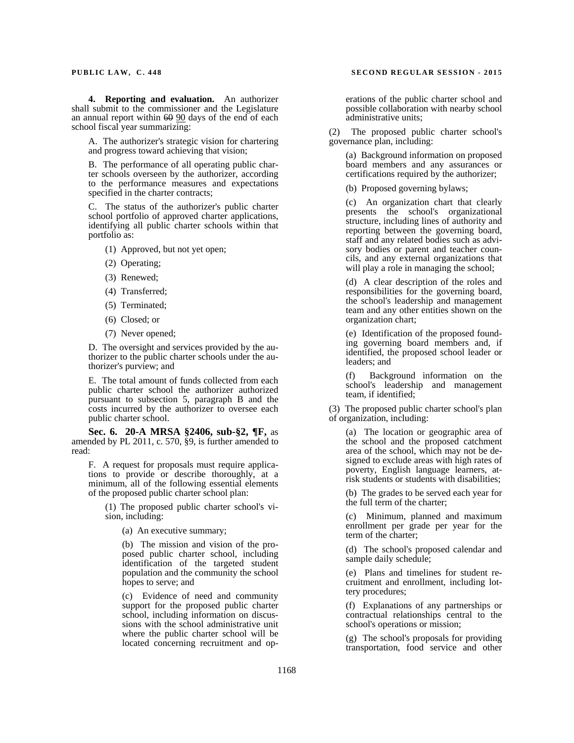**4. Reporting and evaluation.** An authorizer shall submit to the commissioner and the Legislature an annual report within ~~60~~ 90 days of the end of each school fiscal year summarizing:

A. The authorizer's strategic vision for chartering and progress toward achieving that vision;

B. The performance of all operating public charter schools overseen by the authorizer, according to the performance measures and expectations specified in the charter contracts;

C. The status of the authorizer's public charter school portfolio of approved charter applications, identifying all public charter schools within that portfolio as:

(1) Approved, but not yet open;

(2) Operating;

(3) Renewed;

(4) Transferred;

(5) Terminated;

(6) Closed; or

(7) Never opened;

D. The oversight and services provided by the authorizer to the public charter schools under the authorizer's purview; and

E. The total amount of funds collected from each public charter school the authorizer authorized pursuant to subsection 5, paragraph B and the costs incurred by the authorizer to oversee each public charter school.

**Sec. 6. 20-A MRSA §2406, sub-§2, ¶F,** as amended by PL 2011, c. 570, §9, is further amended to read:

F. A request for proposals must require applications to provide or describe thoroughly, at a minimum, all of the following essential elements of the proposed public charter school plan:

(1) The proposed public charter school's vision, including:

(a) An executive summary;

(b) The mission and vision of the proposed public charter school, including identification of the targeted student population and the community the school hopes to serve; and

(c) Evidence of need and community support for the proposed public charter school, including information on discussions with the school administrative unit where the public charter school will be located concerning recruitment and operations of the public charter school and possible collaboration with nearby school administrative units;

(2) The proposed public charter school's governance plan, including:

(a) Background information on proposed board members and any assurances or certifications required by the authorizer;

(b) Proposed governing bylaws;

(c) An organization chart that clearly presents the school's organizational structure, including lines of authority and reporting between the governing board, staff and any related bodies such as advisory bodies or parent and teacher councils, and any external organizations that will play a role in managing the school;

(d) A clear description of the roles and responsibilities for the governing board, the school's leadership and management team and any other entities shown on the organization chart;

(e) Identification of the proposed founding governing board members and, if identified, the proposed school leader or leaders; and

(f) Background information on the school's leadership and management team, if identified;

(3) The proposed public charter school's plan of organization, including:

(a) The location or geographic area of the school and the proposed catchment area of the school, which may not be designed to exclude areas with high rates of poverty, English language learners, at-risk students or students with disabilities;

(b) The grades to be served each year for the full term of the charter;

(c) Minimum, planned and maximum enrollment per grade per year for the term of the charter;

(d) The school's proposed calendar and sample daily schedule;

(e) Plans and timelines for student recruitment and enrollment, including lottery procedures;

(f) Explanations of any partnerships or contractual relationships central to the school's operations or mission;

(g) The school's proposals for providing transportation, food service and other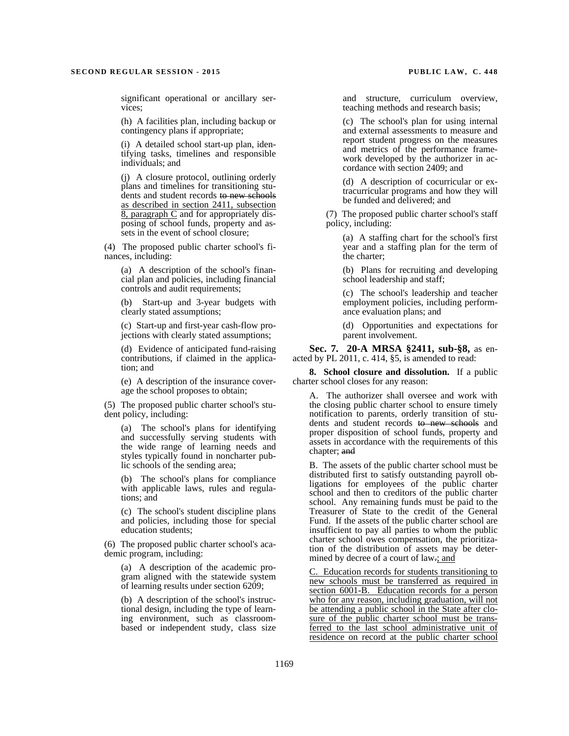significant operational or ancillary services;

(h) A facilities plan, including backup or contingency plans if appropriate;

(i) A detailed school start-up plan, identifying tasks, timelines and responsible individuals; and

(j) A closure protocol, outlining orderly plans and timelines for transitioning students and student records ~~to new schools~~ as described in section 2411, subsection 8, paragraph C and for appropriately disposing of school funds, property and assets in the event of school closure;

(4) The proposed public charter school's finances, including:

(a) A description of the school's financial plan and policies, including financial controls and audit requirements;

(b) Start-up and 3-year budgets with clearly stated assumptions;

(c) Start-up and first-year cash-flow projections with clearly stated assumptions;

(d) Evidence of anticipated fund-raising contributions, if claimed in the application; and

(e) A description of the insurance coverage the school proposes to obtain;

(5) The proposed public charter school's student policy, including:

(a) The school's plans for identifying and successfully serving students with the wide range of learning needs and styles typically found in noncharter public schools of the sending area;

(b) The school's plans for compliance with applicable laws, rules and regulations; and

(c) The school's student discipline plans and policies, including those for special education students;

(6) The proposed public charter school's academic program, including:

(a) A description of the academic program aligned with the statewide system of learning results under section 6209;

(b) A description of the school's instructional design, including the type of learning environment, such as classroom-based or independent study, class size and structure, curriculum overview, teaching methods and research basis;

(c) The school's plan for using internal and external assessments to measure and report student progress on the measures and metrics of the performance framework developed by the authorizer in accordance with section 2409; and

(d) A description of cocurricular or extracurricular programs and how they will be funded and delivered; and

(7) The proposed public charter school's staff policy, including:

(a) A staffing chart for the school's first year and a staffing plan for the term of the charter;

(b) Plans for recruiting and developing school leadership and staff;

(c) The school's leadership and teacher employment policies, including performance evaluation plans; and

(d) Opportunities and expectations for parent involvement.

**Sec. 7. 20-A MRSA §2411, sub-§8,** as enacted by PL 2011, c. 414, §5, is amended to read:

**8. School closure and dissolution.** If a public charter school closes for any reason:

A. The authorizer shall oversee and work with the closing public charter school to ensure timely notification to parents, orderly transition of students and student records ~~to new schools~~ and proper disposition of school funds, property and assets in accordance with the requirements of this chapter; ~~and~~

B. The assets of the public charter school must be distributed first to satisfy outstanding payroll obligations for employees of the public charter school and then to creditors of the public charter school. Any remaining funds must be paid to the Treasurer of State to the credit of the General Fund. If the assets of the public charter school are insufficient to pay all parties to whom the public charter school owes compensation, the prioritization of the distribution of assets may be determined by decree of a court of law~~.~~; and

C. Education records for students transitioning to new schools must be transferred as required in section 6001-B. Education records for a person who for any reason, including graduation, will not be attending a public school in the State after closure of the public charter school must be transferred to the last school administrative unit of residence on record at the public charter school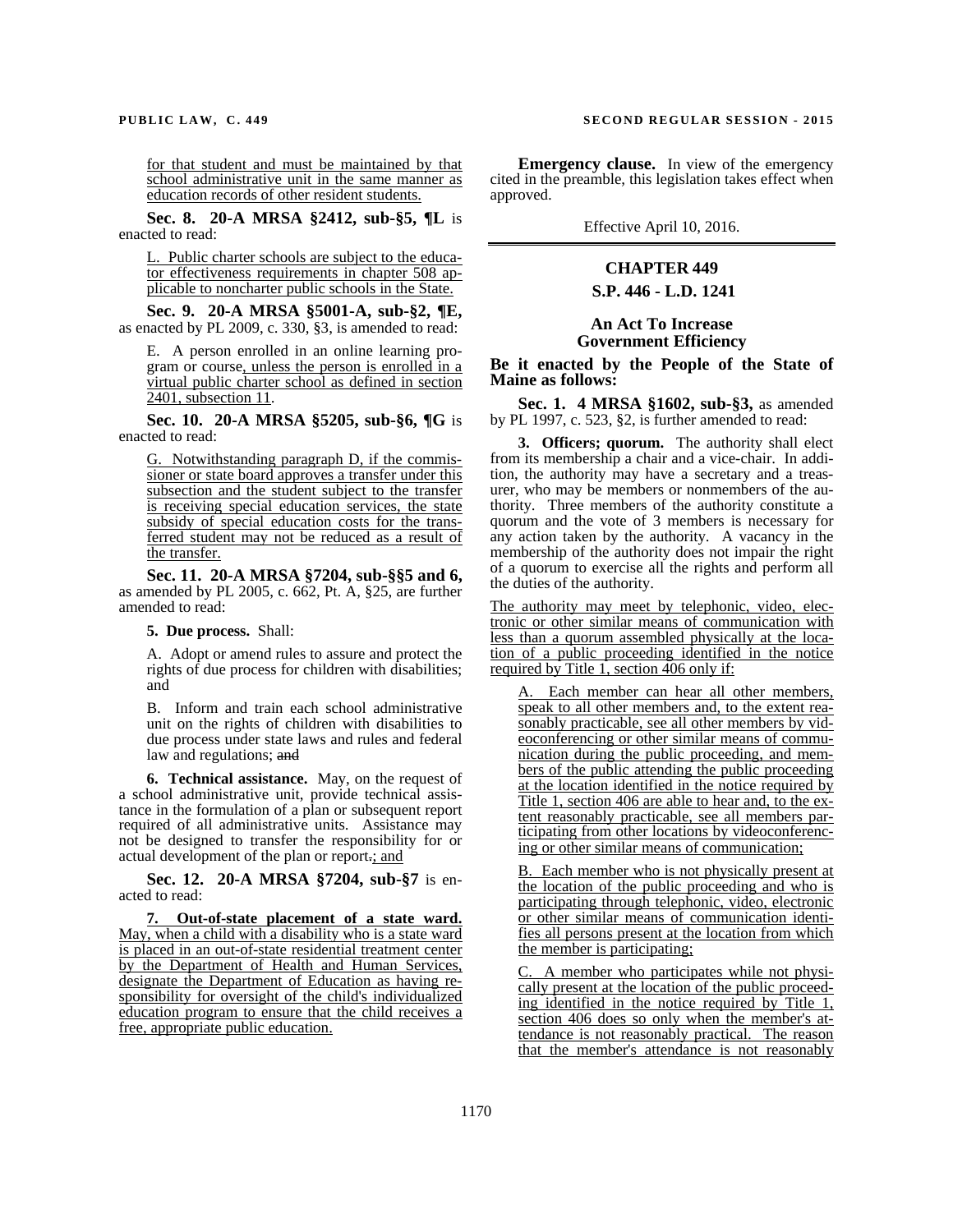for that student and must be maintained by that school administrative unit in the same manner as education records of other resident students.

**Sec. 8. 20-A MRSA §2412, sub-§5, ¶L** is enacted to read:

L. Public charter schools are subject to the educator effectiveness requirements in chapter 508 applicable to noncharter public schools in the State.

**Sec. 9. 20-A MRSA §5001-A, sub-§2, ¶E,** as enacted by PL 2009, c. 330, §3, is amended to read:

E. A person enrolled in an online learning program or course, unless the person is enrolled in a virtual public charter school as defined in section 2401, subsection 11.

**Sec. 10. 20-A MRSA §5205, sub-§6, ¶G** is enacted to read:

G. Notwithstanding paragraph D, if the commissioner or state board approves a transfer under this subsection and the student subject to the transfer is receiving special education services, the state subsidy of special education costs for the transferred student may not be reduced as a result of the transfer.

**Sec. 11. 20-A MRSA §7204, sub-§§5 and 6,** as amended by PL 2005, c. 662, Pt. A, §25, are further amended to read:

**5. Due process.** Shall:

A. Adopt or amend rules to assure and protect the rights of due process for children with disabilities; and

B. Inform and train each school administrative unit on the rights of children with disabilities to due process under state laws and rules and federal law and regulations; ~~and~~

**6. Technical assistance.** May, on the request of a school administrative unit, provide technical assistance in the formulation of a plan or subsequent report required of all administrative units. Assistance may not be designed to transfer the responsibility for or actual development of the plan or report~~.~~; and

**Sec. 12. 20-A MRSA §7204, sub-§7** is enacted to read:

**7. Out-of-state placement of a state ward.** May, when a child with a disability who is a state ward is placed in an out-of-state residential treatment center by the Department of Health and Human Services, designate the Department of Education as having responsibility for oversight of the child's individualized education program to ensure that the child receives a free, appropriate public education.

**Emergency clause.** In view of the emergency cited in the preamble, this legislation takes effect when approved.

Effective April 10, 2016.

## CHAPTER 449

## S.P. 446 - L.D. 1241

### An Act To Increase Government Efficiency

**Be it enacted by the People of the State of Maine as follows:**

**Sec. 1. 4 MRSA §1602, sub-§3,** as amended by PL 1997, c. 523, §2, is further amended to read:

**3. Officers; quorum.** The authority shall elect from its membership a chair and a vice-chair. In addition, the authority may have a secretary and a treasurer, who may be members or nonmembers of the authority. Three members of the authority constitute a quorum and the vote of 3 members is necessary for any action taken by the authority. A vacancy in the membership of the authority does not impair the right of a quorum to exercise all the rights and perform all the duties of the authority.

The authority may meet by telephonic, video, electronic or other similar means of communication with less than a quorum assembled physically at the location of a public proceeding identified in the notice required by Title 1, section 406 only if:

A. Each member can hear all other members, speak to all other members and, to the extent reasonably practicable, see all other members by videoconferencing or other similar means of communication during the public proceeding, and members of the public attending the public proceeding at the location identified in the notice required by Title 1, section 406 are able to hear and, to the extent reasonably practicable, see all members participating from other locations by videoconferencing or other similar means of communication;

B. Each member who is not physically present at the location of the public proceeding and who is participating through telephonic, video, electronic or other similar means of communication identifies all persons present at the location from which the member is participating;

C. A member who participates while not physically present at the location of the public proceeding identified in the notice required by Title 1, section 406 does so only when the member's attendance is not reasonably practical. The reason that the member's attendance is not reasonably